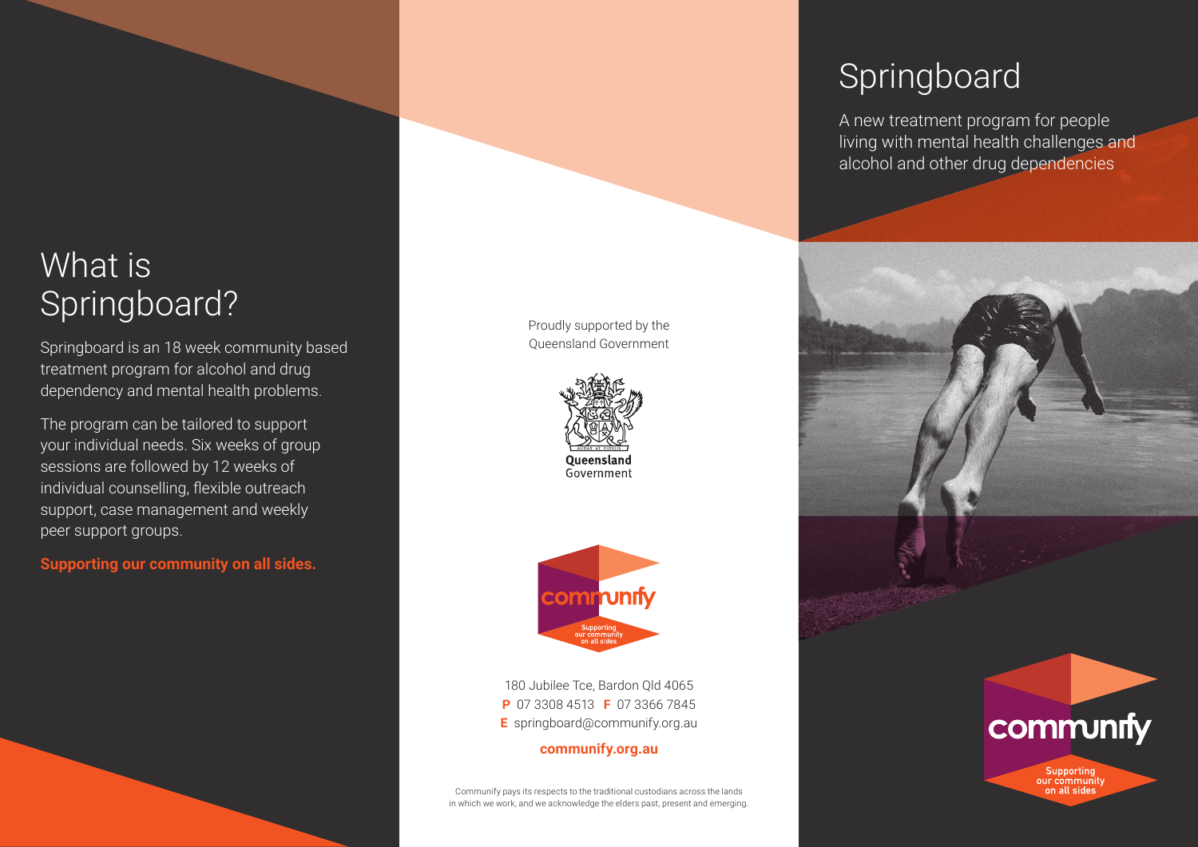# Springboard

A new treatment program for people living with mental health challenges and alcohol and other drug dependencies

## What is Springboard?

Springboard is an 18 week community based treatment program for alcohol and drug dependency and mental health problems.

The program can be tailored to support your individual needs. Six weeks of group sessions are followed by 12 weeks of individual counselling, flexible outreach support, case management and weekly peer support groups.

**Supporting our community on all sides.**

Proudly supported by the Queensland Government

Queensland Government

communify

Supporting our community on all sides

180 Jubilee Tce, Bardon Qld 4065

**P** 07 3308 4513 **F** 07 3366 7845

**E** springboard@communify.org.au

**communify.org.au**

Communify pays its respects to the traditional custodians across the lands in which we work, and we acknowledge the elders past, present and emerging.

communify

Supporting our community on all sides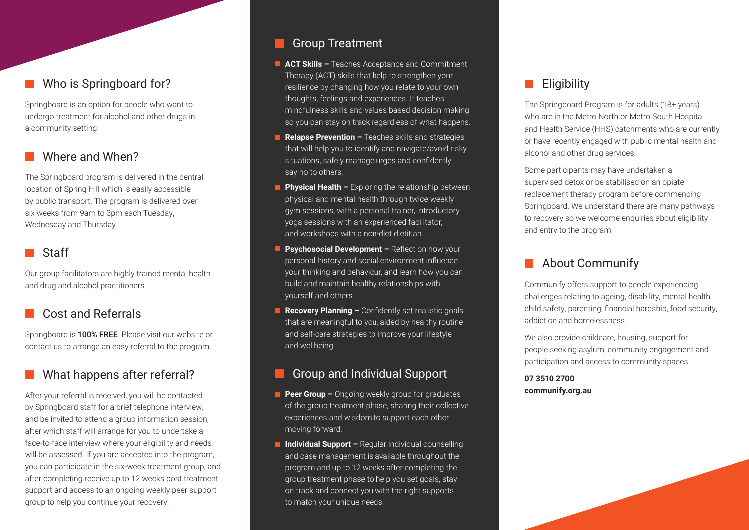## Who is Springboard for?

Springboard is an option for people who want to undergo treatment for alcohol and other drugs in a community setting.

## Where and When?

The Springboard program is delivered in the central location of Spring Hill which is easily accessible by public transport. The program is delivered over six weeks from 9am to 3pm each Tuesday, Wednesday and Thursday.

## Staff

Our group facilitators are highly trained mental health and drug and alcohol practitioners.

## Cost and Referrals

Springboard is **100% FREE**. Please visit our website or contact us to arrange an easy referral to the program.

## What happens after referral?

After your referral is received, you will be contacted by Springboard staff for a brief telephone interview, and be invited to attend a group information session, after which staff will arrange for you to undertake a face-to-face interview where your eligibility and needs will be assessed. If you are accepted into the program, you can participate in the six-week treatment group, and after completing receive up to 12 weeks post treatment support and access to an ongoing weekly peer support group to help you continue your recovery.

## Group Treatment

- **ACT Skills –** Teaches Acceptance and Commitment Therapy (ACT) skills that help to strengthen your resilience by changing how you relate to your own thoughts, feelings and experiences. It teaches mindfulness skills and values based decision making so you can stay on track regardless of what happens.
- **Relapse Prevention –** Teaches skills and strategies that will help you to identify and navigate/avoid risky situations, safely manage urges and confidently say no to others.
- **Physical Health –** Exploring the relationship between physical and mental health through twice weekly gym sessions, with a personal trainer, introductory yoga sessions with an experienced facilitator, and workshops with a non-diet dietitian.
- **Psychosocial Development –** Reflect on how your personal history and social environment influence your thinking and behaviour, and learn how you can build and maintain healthy relationships with yourself and others.
- **Recovery Planning –** Confidently set realistic goals that are meaningful to you, aided by healthy routine and self-care strategies to improve your lifestyle and wellbeing.

## Group and Individual Support

- **Peer Group –** Ongoing weekly group for graduates of the group treatment phase, sharing their collective experiences and wisdom to support each other moving forward.
- **Individual Support –** Regular individual counselling and case management is available throughout the program and up to 12 weeks after completing the group treatment phase to help you set goals, stay on track and connect you with the right supports to match your unique needs.

## Eligibility

The Springboard Program is for adults (18+ years) who are in the Metro North or Metro South Hospital and Health Service (HHS) catchments who are currently or have recently engaged with public mental health and alcohol and other drug services.

Some participants may have undertaken a supervised detox or be stabilised on an opiate replacement therapy program before commencing Springboard. We understand there are many pathways to recovery so we welcome enquiries about eligibility and entry to the program.

## About Communify

Communify offers support to people experiencing challenges relating to ageing, disability, mental health, child safety, parenting, financial hardship, food security, addiction and homelessness.

We also provide childcare, housing, support for people seeking asylum, community engagement and participation and access to community spaces.

**07 3510 2700**
**communify.org.au**